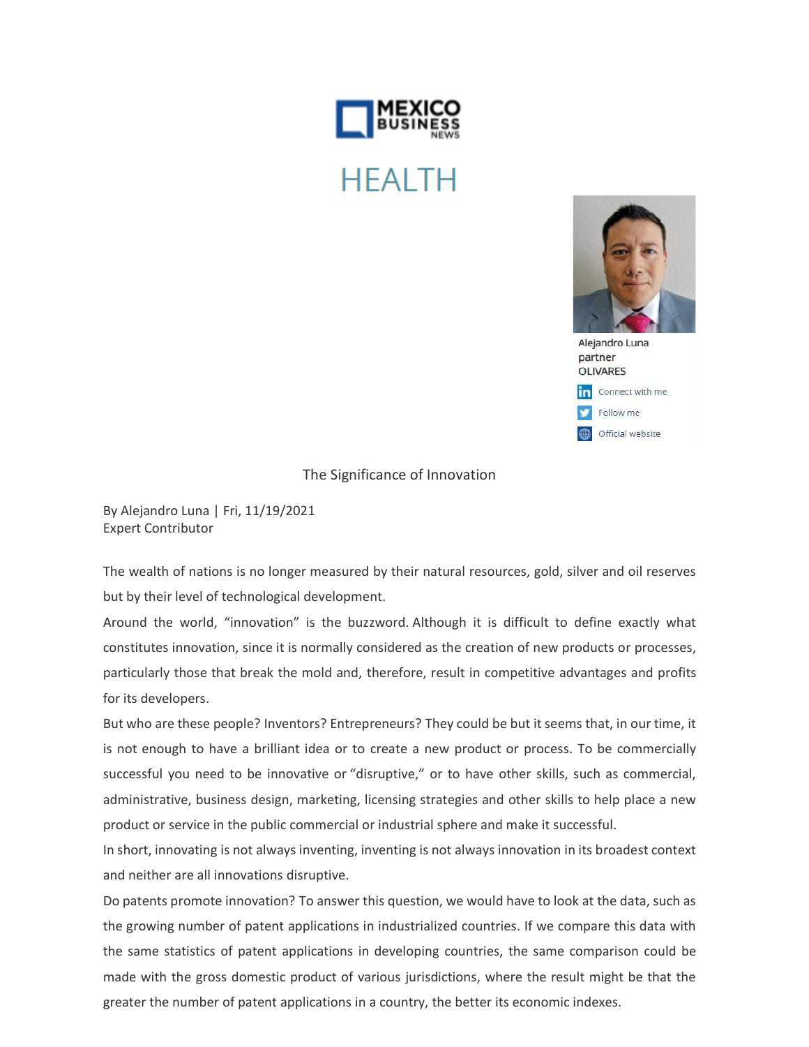MEXICO BUSINESS NEWS

# HEALTH

Alejandro Luna
partner
OLIVARES

Connect with me
Follow me
Official website

## The Significance of Innovation

By Alejandro Luna | Fri, 11/19/2021
Expert Contributor

The wealth of nations is no longer measured by their natural resources, gold, silver and oil reserves but by their level of technological development.

Around the world, "innovation" is the buzzword. Although it is difficult to define exactly what constitutes innovation, since it is normally considered as the creation of new products or processes, particularly those that break the mold and, therefore, result in competitive advantages and profits for its developers.

But who are these people? Inventors? Entrepreneurs? They could be but it seems that, in our time, it is not enough to have a brilliant idea or to create a new product or process. To be commercially successful you need to be innovative or "disruptive," or to have other skills, such as commercial, administrative, business design, marketing, licensing strategies and other skills to help place a new product or service in the public commercial or industrial sphere and make it successful.

In short, innovating is not always inventing, inventing is not always innovation in its broadest context and neither are all innovations disruptive.

Do patents promote innovation? To answer this question, we would have to look at the data, such as the growing number of patent applications in industrialized countries. If we compare this data with the same statistics of patent applications in developing countries, the same comparison could be made with the gross domestic product of various jurisdictions, where the result might be that the greater the number of patent applications in a country, the better its economic indexes.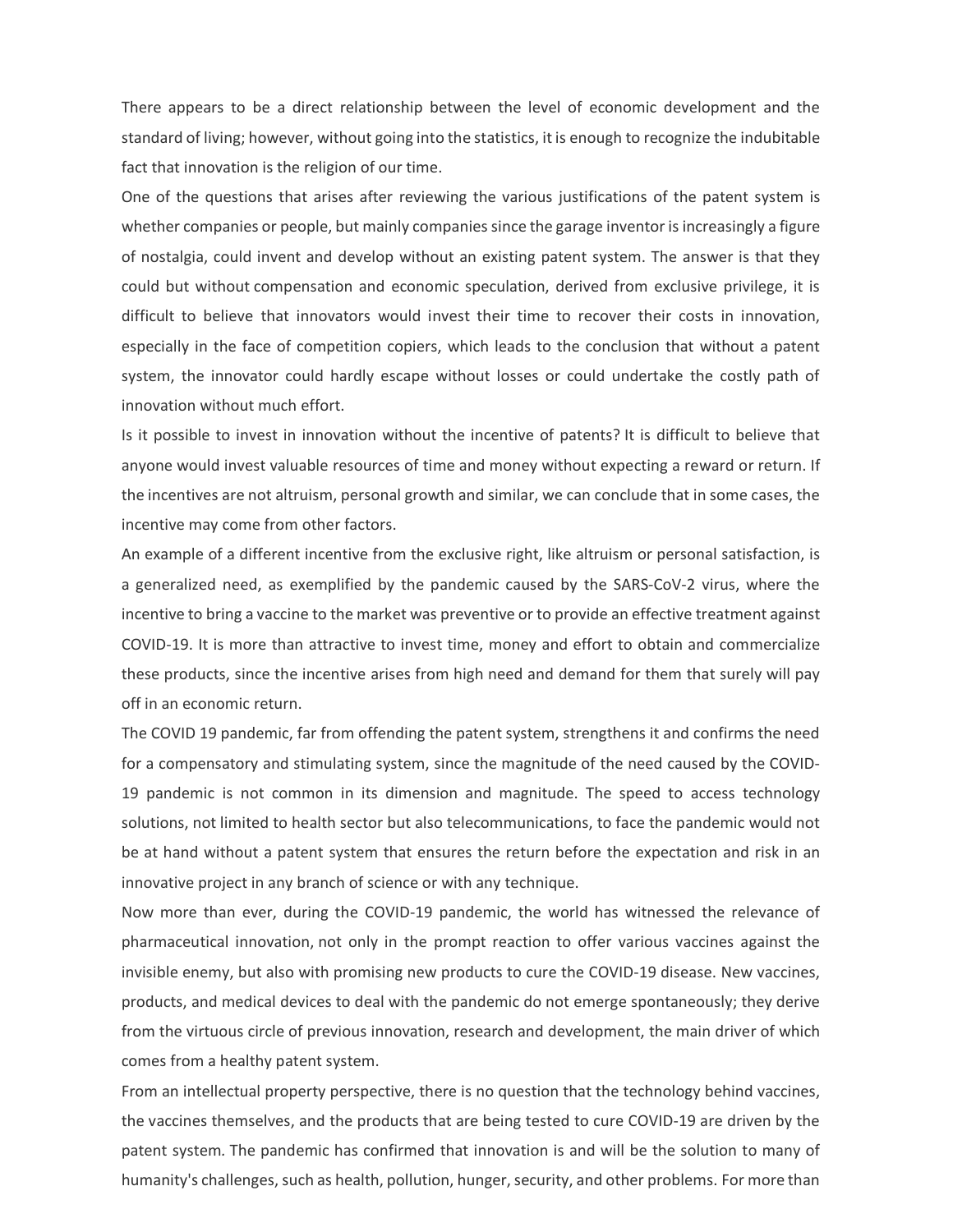There appears to be a direct relationship between the level of economic development and the standard of living; however, without going into the statistics, it is enough to recognize the indubitable fact that innovation is the religion of our time.

One of the questions that arises after reviewing the various justifications of the patent system is whether companies or people, but mainly companies since the garage inventor is increasingly a figure of nostalgia, could invent and develop without an existing patent system. The answer is that they could but without compensation and economic speculation, derived from exclusive privilege, it is difficult to believe that innovators would invest their time to recover their costs in innovation, especially in the face of competition copiers, which leads to the conclusion that without a patent system, the innovator could hardly escape without losses or could undertake the costly path of innovation without much effort.

Is it possible to invest in innovation without the incentive of patents? It is difficult to believe that anyone would invest valuable resources of time and money without expecting a reward or return. If the incentives are not altruism, personal growth and similar, we can conclude that in some cases, the incentive may come from other factors.

An example of a different incentive from the exclusive right, like altruism or personal satisfaction, is a generalized need, as exemplified by the pandemic caused by the SARS-CoV-2 virus, where the incentive to bring a vaccine to the market was preventive or to provide an effective treatment against COVID-19. It is more than attractive to invest time, money and effort to obtain and commercialize these products, since the incentive arises from high need and demand for them that surely will pay off in an economic return.

The COVID 19 pandemic, far from offending the patent system, strengthens it and confirms the need for a compensatory and stimulating system, since the magnitude of the need caused by the COVID-19 pandemic is not common in its dimension and magnitude. The speed to access technology solutions, not limited to health sector but also telecommunications, to face the pandemic would not be at hand without a patent system that ensures the return before the expectation and risk in an innovative project in any branch of science or with any technique.

Now more than ever, during the COVID-19 pandemic, the world has witnessed the relevance of pharmaceutical innovation, not only in the prompt reaction to offer various vaccines against the invisible enemy, but also with promising new products to cure the COVID-19 disease. New vaccines, products, and medical devices to deal with the pandemic do not emerge spontaneously; they derive from the virtuous circle of previous innovation, research and development, the main driver of which comes from a healthy patent system.

From an intellectual property perspective, there is no question that the technology behind vaccines, the vaccines themselves, and the products that are being tested to cure COVID-19 are driven by the patent system. The pandemic has confirmed that innovation is and will be the solution to many of humanity's challenges, such as health, pollution, hunger, security, and other problems. For more than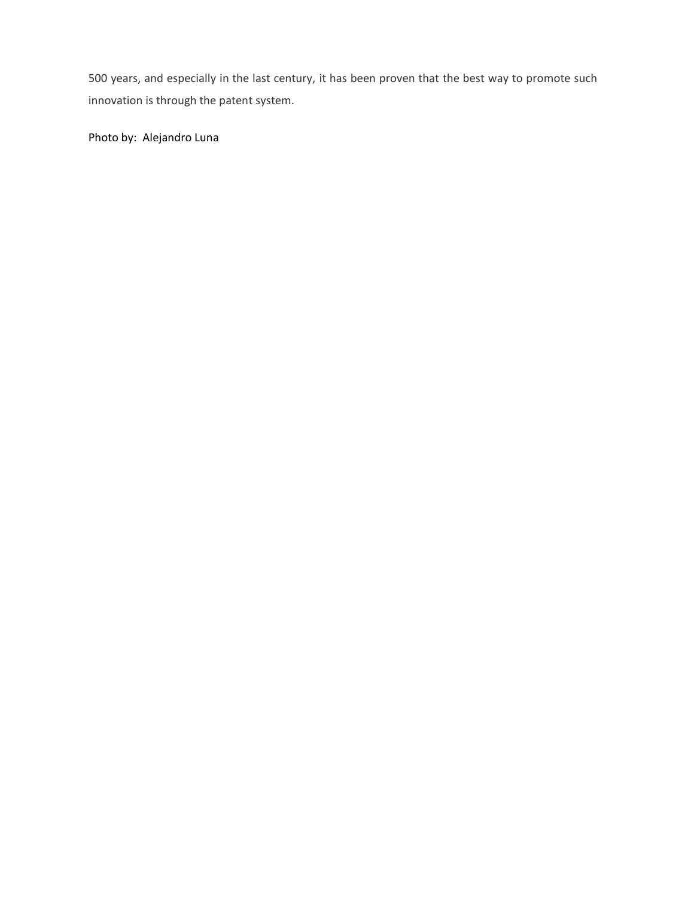500 years, and especially in the last century, it has been proven that the best way to promote such innovation is through the patent system.

Photo by: Alejandro Luna